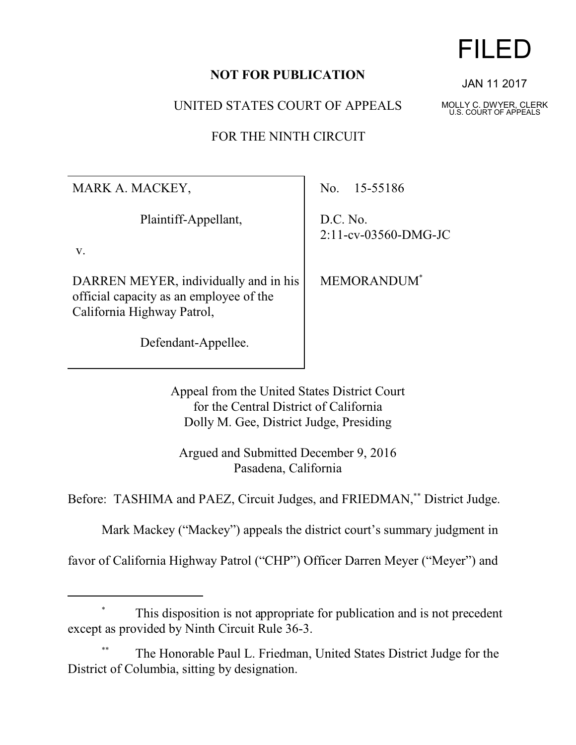**NOT FOR PUBLICATION**

FILED

JAN 11 2017

MOLLY C. DWYER, CLERK
U.S. COURT OF APPEALS

UNITED STATES COURT OF APPEALS

FOR THE NINTH CIRCUIT

| | |
|---|---|
| MARK A. MACKEY,<br><br>Plaintiff-Appellant,<br><br>v.<br><br>DARREN MEYER, individually and in his official capacity as an employee of the California Highway Patrol,<br><br>Defendant-Appellee. | No. 15-55186<br><br>D.C. No. 2:11-cv-03560-DMG-JC<br><br>MEMORANDUM* |

Appeal from the United States District Court
for the Central District of California
Dolly M. Gee, District Judge, Presiding

Argued and Submitted December 9, 2016
Pasadena, California

Before: TASHIMA and PAEZ, Circuit Judges, and FRIEDMAN,** District Judge.

Mark Mackey ("Mackey") appeals the district court's summary judgment in favor of California Highway Patrol ("CHP") Officer Darren Meyer ("Meyer") and

---

\* This disposition is not appropriate for publication and is not precedent except as provided by Ninth Circuit Rule 36-3.

\*\* The Honorable Paul L. Friedman, United States District Judge for the District of Columbia, sitting by designation.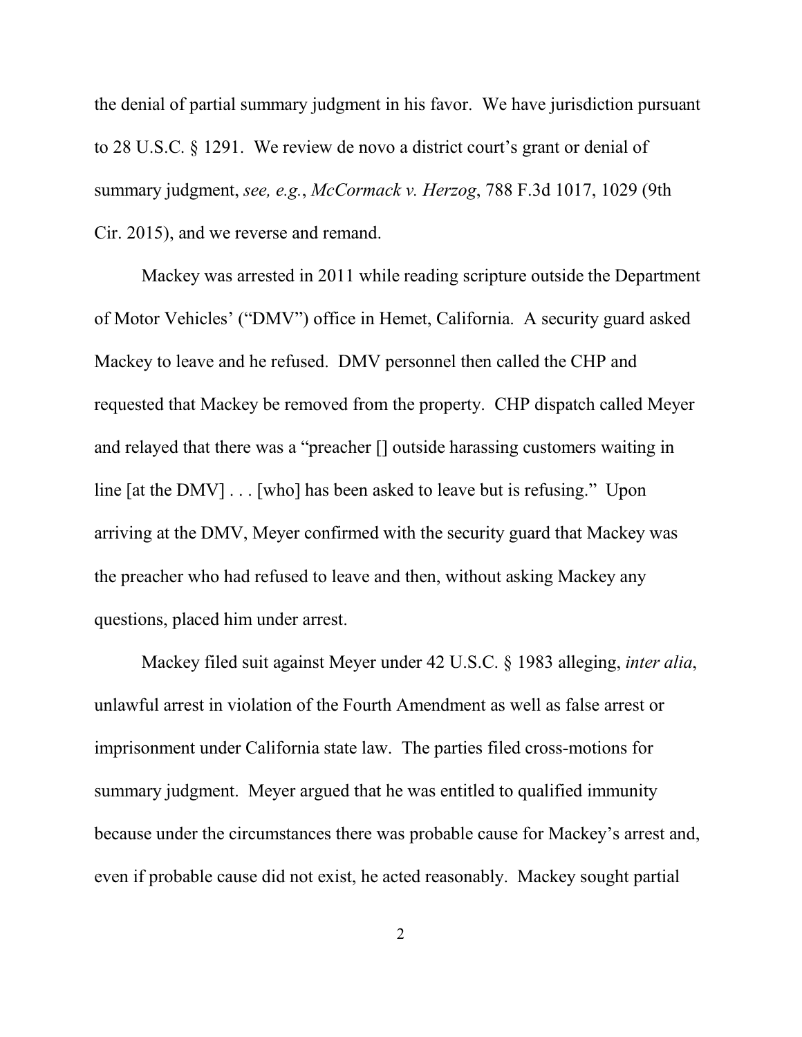the denial of partial summary judgment in his favor. We have jurisdiction pursuant to 28 U.S.C. § 1291. We review de novo a district court's grant or denial of summary judgment, *see, e.g.*, *McCormack v. Herzog*, 788 F.3d 1017, 1029 (9th Cir. 2015), and we reverse and remand.

Mackey was arrested in 2011 while reading scripture outside the Department of Motor Vehicles' ("DMV") office in Hemet, California. A security guard asked Mackey to leave and he refused. DMV personnel then called the CHP and requested that Mackey be removed from the property. CHP dispatch called Meyer and relayed that there was a "preacher [] outside harassing customers waiting in line [at the DMV] . . . [who] has been asked to leave but is refusing." Upon arriving at the DMV, Meyer confirmed with the security guard that Mackey was the preacher who had refused to leave and then, without asking Mackey any questions, placed him under arrest.

Mackey filed suit against Meyer under 42 U.S.C. § 1983 alleging, *inter alia*, unlawful arrest in violation of the Fourth Amendment as well as false arrest or imprisonment under California state law. The parties filed cross-motions for summary judgment. Meyer argued that he was entitled to qualified immunity because under the circumstances there was probable cause for Mackey's arrest and, even if probable cause did not exist, he acted reasonably. Mackey sought partial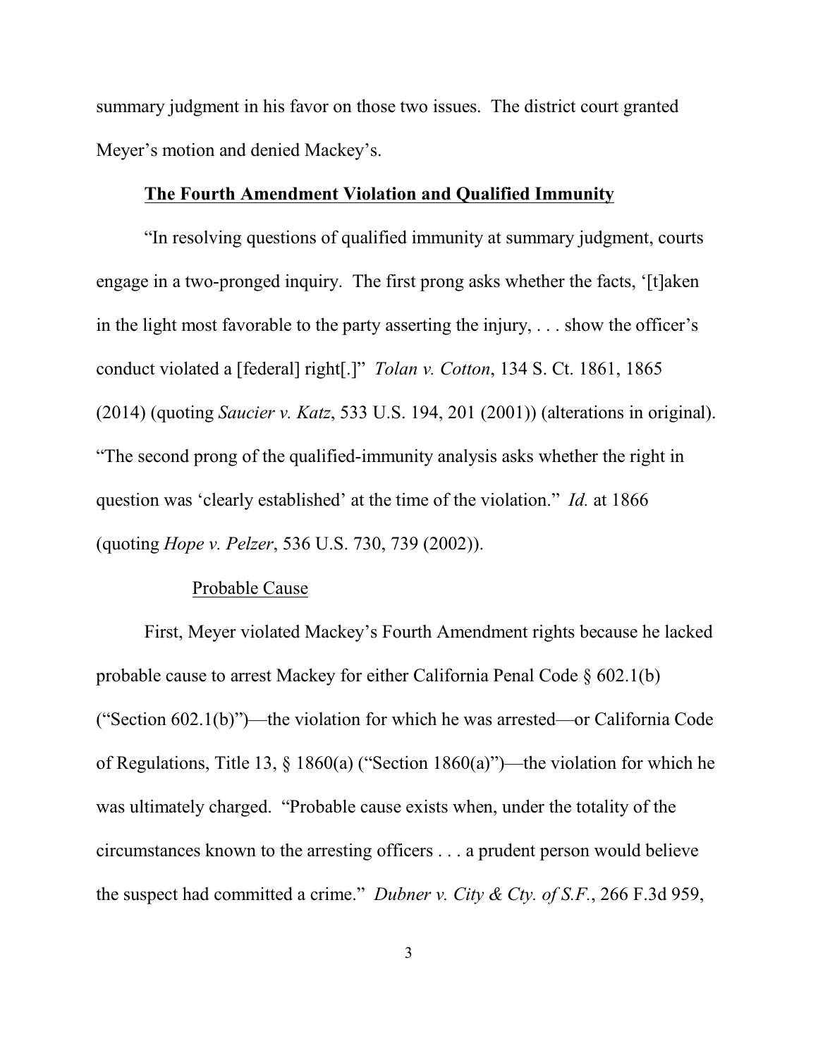summary judgment in his favor on those two issues. The district court granted Meyer's motion and denied Mackey's.

## **The Fourth Amendment Violation and Qualified Immunity**

"In resolving questions of qualified immunity at summary judgment, courts engage in a two-pronged inquiry. The first prong asks whether the facts, '[t]aken in the light most favorable to the party asserting the injury, . . . show the officer's conduct violated a [federal] right[.]" *Tolan v. Cotton*, 134 S. Ct. 1861, 1865 (2014) (quoting *Saucier v. Katz*, 533 U.S. 194, 201 (2001)) (alterations in original). "The second prong of the qualified-immunity analysis asks whether the right in question was 'clearly established' at the time of the violation." *Id.* at 1866 (quoting *Hope v. Pelzer*, 536 U.S. 730, 739 (2002)).

### Probable Cause

First, Meyer violated Mackey's Fourth Amendment rights because he lacked probable cause to arrest Mackey for either California Penal Code § 602.1(b) ("Section 602.1(b)")—the violation for which he was arrested—or California Code of Regulations, Title 13, § 1860(a) ("Section 1860(a)")—the violation for which he was ultimately charged. "Probable cause exists when, under the totality of the circumstances known to the arresting officers . . . a prudent person would believe the suspect had committed a crime." *Dubner v. City & Cty. of S.F.*, 266 F.3d 959,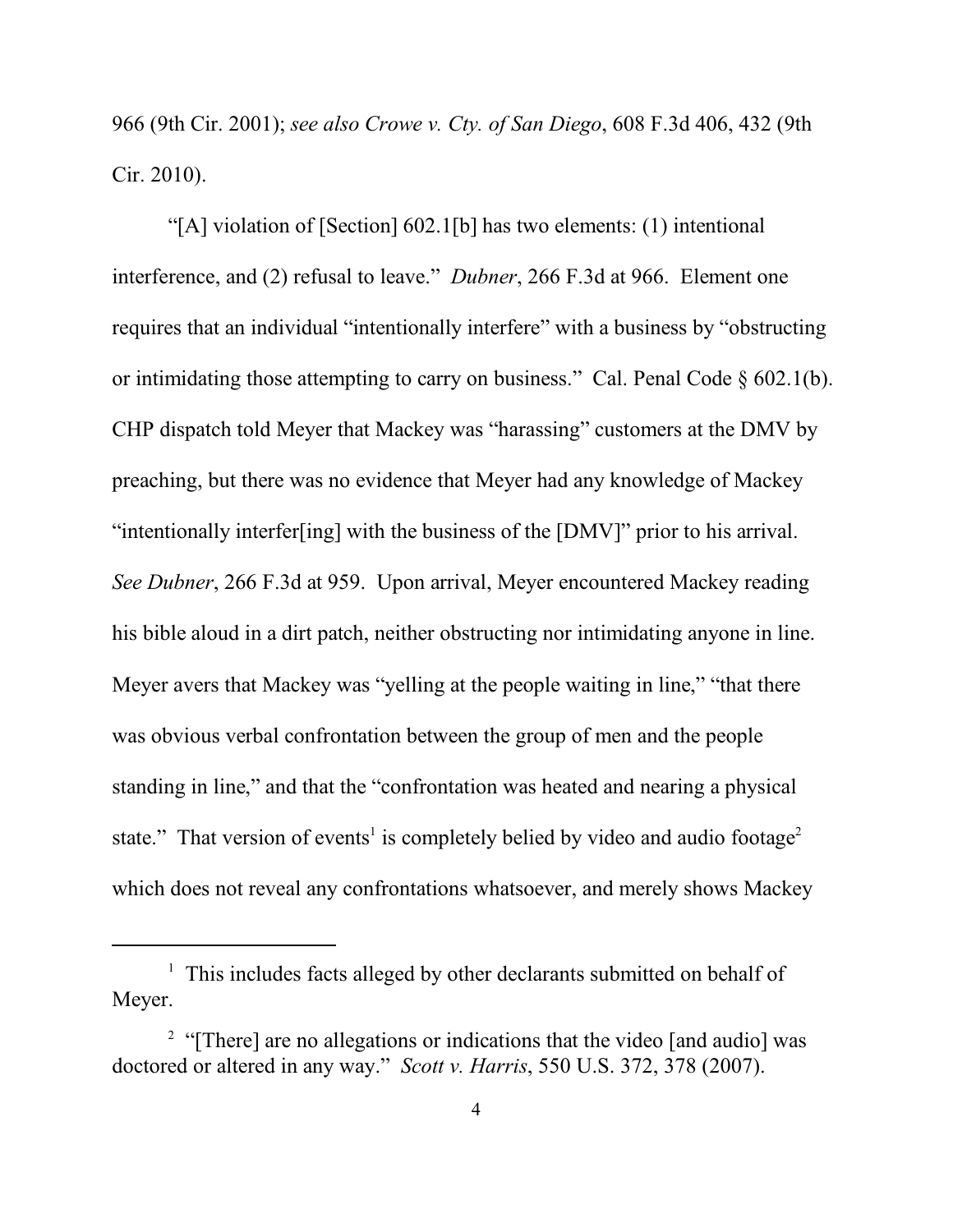966 (9th Cir. 2001); *see also Crowe v. Cty. of San Diego*, 608 F.3d 406, 432 (9th Cir. 2010).

"[A] violation of [Section] 602.1[b] has two elements: (1) intentional interference, and (2) refusal to leave." *Dubner*, 266 F.3d at 966. Element one requires that an individual "intentionally interfere" with a business by "obstructing or intimidating those attempting to carry on business." Cal. Penal Code § 602.1(b). CHP dispatch told Meyer that Mackey was "harassing" customers at the DMV by preaching, but there was no evidence that Meyer had any knowledge of Mackey "intentionally interfer[ing] with the business of the [DMV]" prior to his arrival. *See Dubner*, 266 F.3d at 959. Upon arrival, Meyer encountered Mackey reading his bible aloud in a dirt patch, neither obstructing nor intimidating anyone in line. Meyer avers that Mackey was "yelling at the people waiting in line," "that there was obvious verbal confrontation between the group of men and the people standing in line," and that the "confrontation was heated and nearing a physical state." That version of events[1] is completely belied by video and audio footage[2] which does not reveal any confrontations whatsoever, and merely shows Mackey

---

[1] This includes facts alleged by other declarants submitted on behalf of Meyer.

[2] "[There] are no allegations or indications that the video [and audio] was doctored or altered in any way." *Scott v. Harris*, 550 U.S. 372, 378 (2007).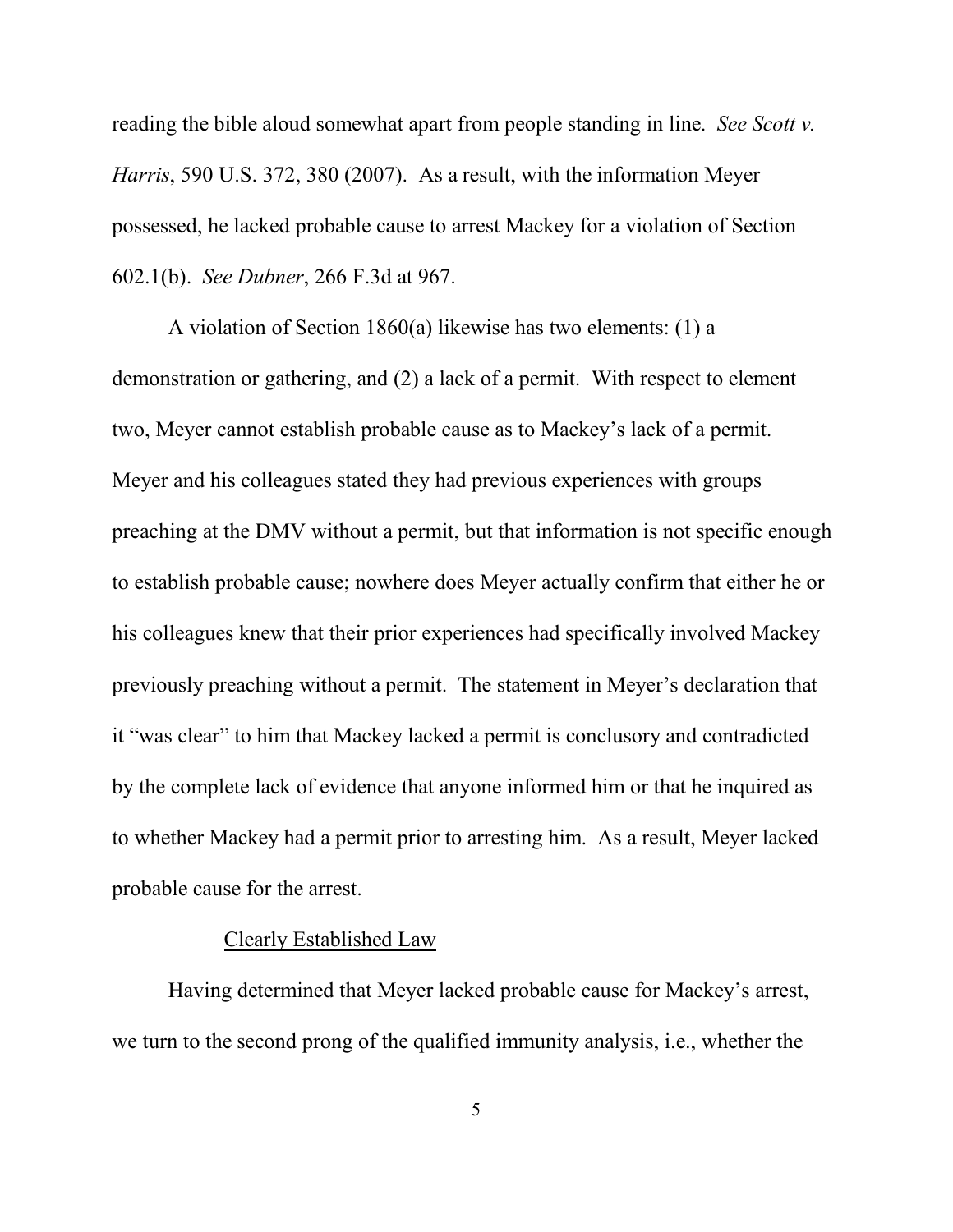reading the bible aloud somewhat apart from people standing in line. *See Scott v. Harris*, 590 U.S. 372, 380 (2007). As a result, with the information Meyer possessed, he lacked probable cause to arrest Mackey for a violation of Section 602.1(b). *See Dubner*, 266 F.3d at 967.

A violation of Section 1860(a) likewise has two elements: (1) a demonstration or gathering, and (2) a lack of a permit. With respect to element two, Meyer cannot establish probable cause as to Mackey's lack of a permit. Meyer and his colleagues stated they had previous experiences with groups preaching at the DMV without a permit, but that information is not specific enough to establish probable cause; nowhere does Meyer actually confirm that either he or his colleagues knew that their prior experiences had specifically involved Mackey previously preaching without a permit. The statement in Meyer's declaration that it "was clear" to him that Mackey lacked a permit is conclusory and contradicted by the complete lack of evidence that anyone informed him or that he inquired as to whether Mackey had a permit prior to arresting him. As a result, Meyer lacked probable cause for the arrest.

Clearly Established Law

Having determined that Meyer lacked probable cause for Mackey's arrest, we turn to the second prong of the qualified immunity analysis, i.e., whether the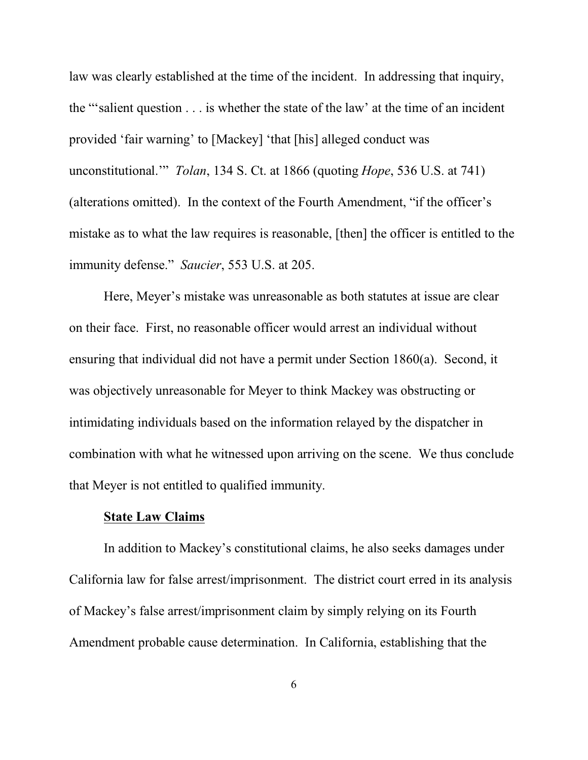law was clearly established at the time of the incident. In addressing that inquiry, the "'salient question . . . is whether the state of the law' at the time of an incident provided 'fair warning' to [Mackey] 'that [his] alleged conduct was unconstitutional.'" *Tolan*, 134 S. Ct. at 1866 (quoting *Hope*, 536 U.S. at 741) (alterations omitted). In the context of the Fourth Amendment, "if the officer's mistake as to what the law requires is reasonable, [then] the officer is entitled to the immunity defense." *Saucier*, 553 U.S. at 205.

Here, Meyer's mistake was unreasonable as both statutes at issue are clear on their face. First, no reasonable officer would arrest an individual without ensuring that individual did not have a permit under Section 1860(a). Second, it was objectively unreasonable for Meyer to think Mackey was obstructing or intimidating individuals based on the information relayed by the dispatcher in combination with what he witnessed upon arriving on the scene. We thus conclude that Meyer is not entitled to qualified immunity.

**State Law Claims**

In addition to Mackey's constitutional claims, he also seeks damages under California law for false arrest/imprisonment. The district court erred in its analysis of Mackey's false arrest/imprisonment claim by simply relying on its Fourth Amendment probable cause determination. In California, establishing that the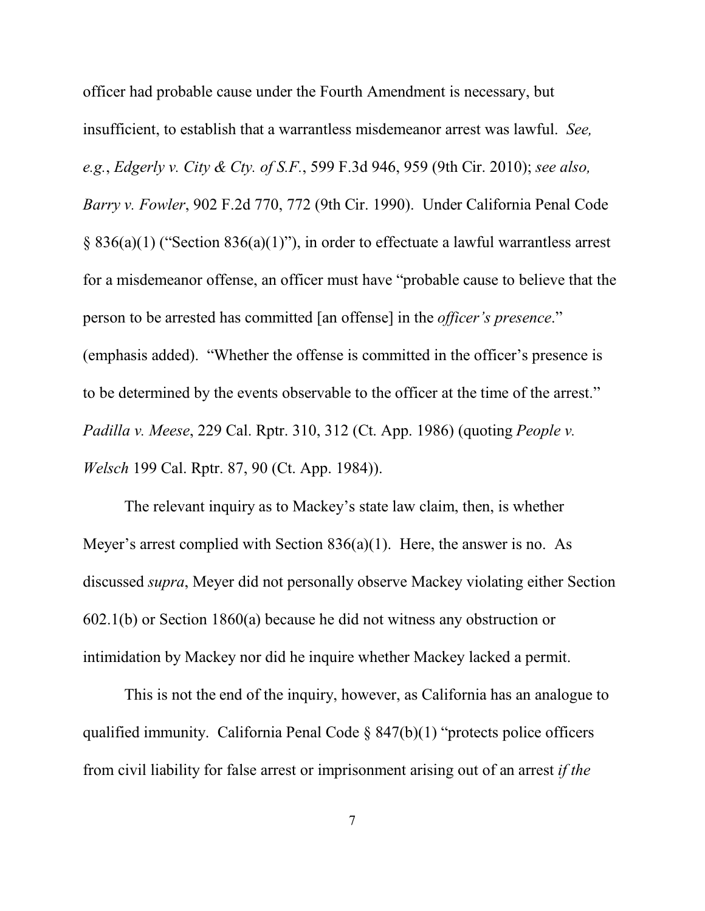officer had probable cause under the Fourth Amendment is necessary, but insufficient, to establish that a warrantless misdemeanor arrest was lawful. *See, e.g.*, *Edgerly v. City & Cty. of S.F.*, 599 F.3d 946, 959 (9th Cir. 2010); *see also, Barry v. Fowler*, 902 F.2d 770, 772 (9th Cir. 1990). Under California Penal Code § 836(a)(1) ("Section 836(a)(1)"), in order to effectuate a lawful warrantless arrest for a misdemeanor offense, an officer must have "probable cause to believe that the person to be arrested has committed [an offense] in the *officer's presence*." (emphasis added). "Whether the offense is committed in the officer's presence is to be determined by the events observable to the officer at the time of the arrest." *Padilla v. Meese*, 229 Cal. Rptr. 310, 312 (Ct. App. 1986) (quoting *People v. Welsch* 199 Cal. Rptr. 87, 90 (Ct. App. 1984)).

The relevant inquiry as to Mackey's state law claim, then, is whether Meyer's arrest complied with Section 836(a)(1). Here, the answer is no. As discussed *supra*, Meyer did not personally observe Mackey violating either Section 602.1(b) or Section 1860(a) because he did not witness any obstruction or intimidation by Mackey nor did he inquire whether Mackey lacked a permit.

This is not the end of the inquiry, however, as California has an analogue to qualified immunity. California Penal Code § 847(b)(1) "protects police officers from civil liability for false arrest or imprisonment arising out of an arrest *if the*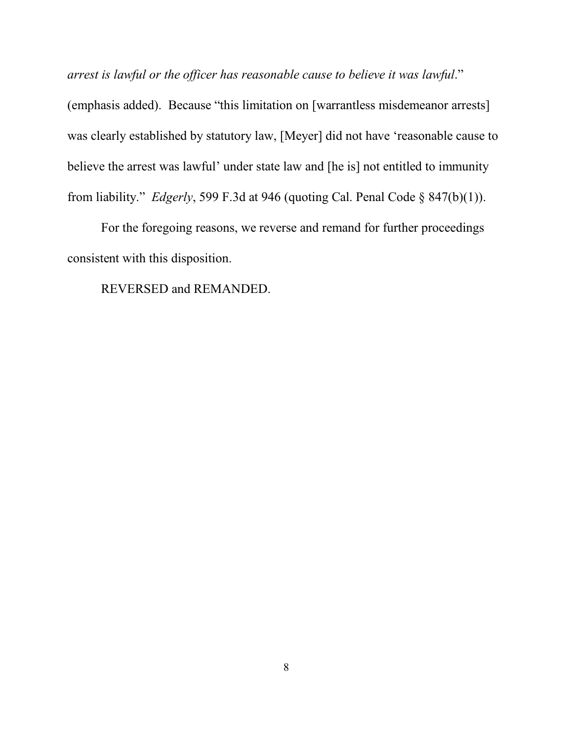*arrest is lawful or the officer has reasonable cause to believe it was lawful*." (emphasis added). Because "this limitation on [warrantless misdemeanor arrests] was clearly established by statutory law, [Meyer] did not have 'reasonable cause to believe the arrest was lawful' under state law and [he is] not entitled to immunity from liability." *Edgerly*, 599 F.3d at 946 (quoting Cal. Penal Code § 847(b)(1)).

For the foregoing reasons, we reverse and remand for further proceedings consistent with this disposition.

REVERSED and REMANDED.